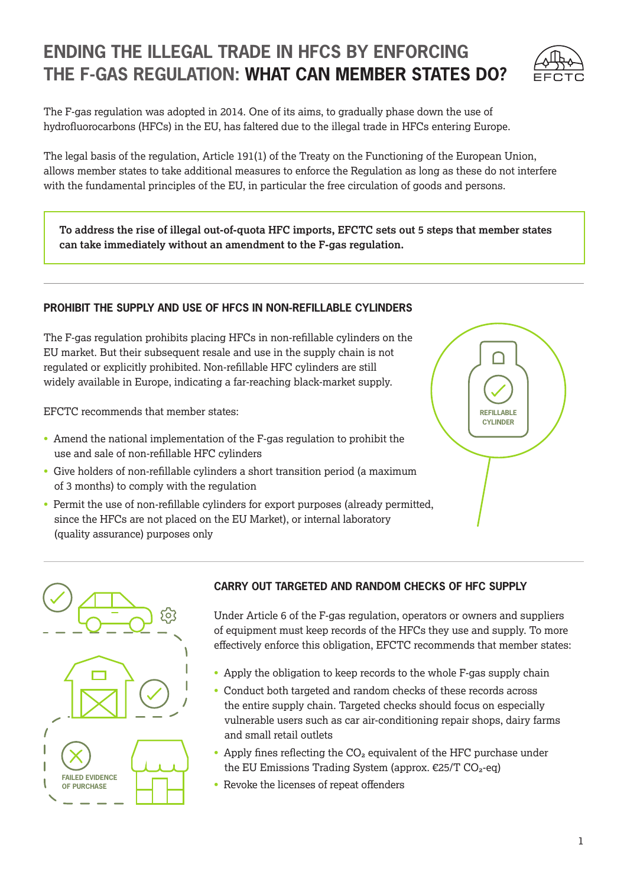# ENDING THE ILLEGAL TRADE IN HFCS BY ENFORCING THE F-GAS REGULATION: WHAT CAN MEMBER STATES DO?

The F-gas regulation was adopted in 2014. One of its aims, to gradually phase down the use of hydrofluorocarbons (HFCs) in the EU, has faltered due to the illegal trade in HFCs entering Europe.

The legal basis of the regulation, Article 191(1) of the Treaty on the Functioning of the European Union, allows member states to take additional measures to enforce the Regulation as long as these do not interfere with the fundamental principles of the EU, in particular the free circulation of goods and persons.

**To address the rise of illegal out-of-quota HFC imports, EFCTC sets out 5 steps that member states can take immediately without an amendment to the F-gas regulation.**

## PROHIBIT THE SUPPLY AND USE OF HFCS IN NON-REFILLABLE CYLINDERS

The F-gas regulation prohibits placing HFCs in non-refillable cylinders on the EU market. But their subsequent resale and use in the supply chain is not regulated or explicitly prohibited. Non-refillable HFC cylinders are still widely available in Europe, indicating a far-reaching black-market supply.

EFCTC recommends that member states:

- Amend the national implementation of the F-gas regulation to prohibit the use and sale of non-refillable HFC cylinders
- Give holders of non-refillable cylinders a short transition period (a maximum of 3 months) to comply with the regulation
- Permit the use of non-refillable cylinders for export purposes (already permitted, since the HFCs are not placed on the EU Market), or internal laboratory (quality assurance) purposes only

## CARRY OUT TARGETED AND RANDOM CHECKS OF HFC SUPPLY

Under Article 6 of the F-gas regulation, operators or owners and suppliers of equipment must keep records of the HFCs they use and supply. To more effectively enforce this obligation, EFCTC recommends that member states:

- Apply the obligation to keep records to the whole F-gas supply chain
- Conduct both targeted and random checks of these records across the entire supply chain. Targeted checks should focus on especially vulnerable users such as car air-conditioning repair shops, dairy farms and small retail outlets
- Apply fines reflecting the $CO_2$ equivalent of the HFC purchase under the EU Emissions Trading System (approx. €25/T $CO_2$-eq)
- Revoke the licenses of repeat offenders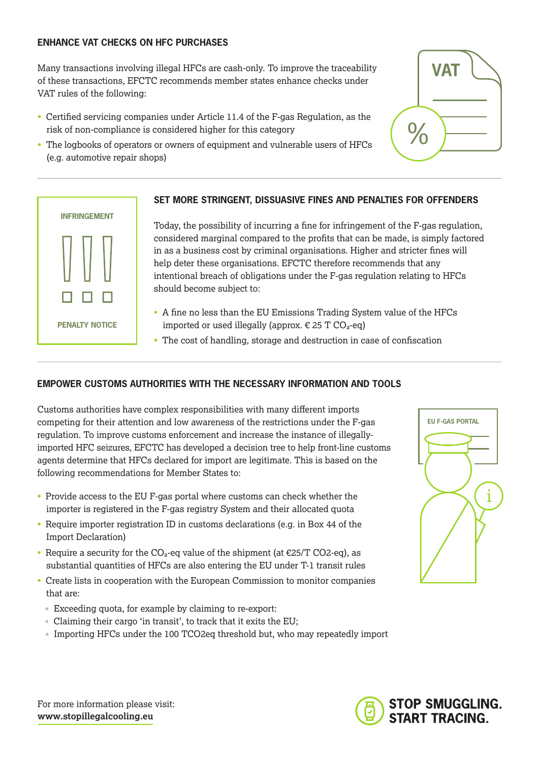## ENHANCE VAT CHECKS ON HFC PURCHASES

Many transactions involving illegal HFCs are cash-only. To improve the traceability of these transactions, EFCTC recommends member states enhance checks under VAT rules of the following:

- Certified servicing companies under Article 11.4 of the F-gas Regulation, as the risk of non-compliance is considered higher for this category
- The logbooks of operators or owners of equipment and vulnerable users of HFCs (e.g. automotive repair shops)

## SET MORE STRINGENT, DISSUASIVE FINES AND PENALTIES FOR OFFENDERS

Today, the possibility of incurring a fine for infringement of the F-gas regulation, considered marginal compared to the profits that can be made, is simply factored in as a business cost by criminal organisations. Higher and stricter fines will help deter these organisations. EFCTC therefore recommends that any intentional breach of obligations under the F-gas regulation relating to HFCs should become subject to:

- A fine no less than the EU Emissions Trading System value of the HFCs imported or used illegally (approx. € 25 T $CO_2$-eq)
- The cost of handling, storage and destruction in case of confiscation

## EMPOWER CUSTOMS AUTHORITIES WITH THE NECESSARY INFORMATION AND TOOLS

Customs authorities have complex responsibilities with many different imports competing for their attention and low awareness of the restrictions under the F-gas regulation. To improve customs enforcement and increase the instance of illegally-imported HFC seizures, EFCTC has developed a decision tree to help front-line customs agents determine that HFCs declared for import are legitimate. This is based on the following recommendations for Member States to:

- Provide access to the EU F-gas portal where customs can check whether the importer is registered in the F-gas registry System and their allocated quota
- Require importer registration ID in customs declarations (e.g. in Box 44 of the Import Declaration)
- Require a security for the $CO_2$-eq value of the shipment (at €25/T CO2-eq), as substantial quantities of HFCs are also entering the EU under T-1 transit rules
- Create lists in cooperation with the European Commission to monitor companies that are:
  - Exceeding quota, for example by claiming to re-export:
  - Claiming their cargo 'in transit', to track that it exits the EU;
  - Importing HFCs under the 100 TCO2eq threshold but, who may repeatedly import

For more information please visit:
**www.stopillegalcooling.eu**

**STOP SMUGGLING. START TRACING.**